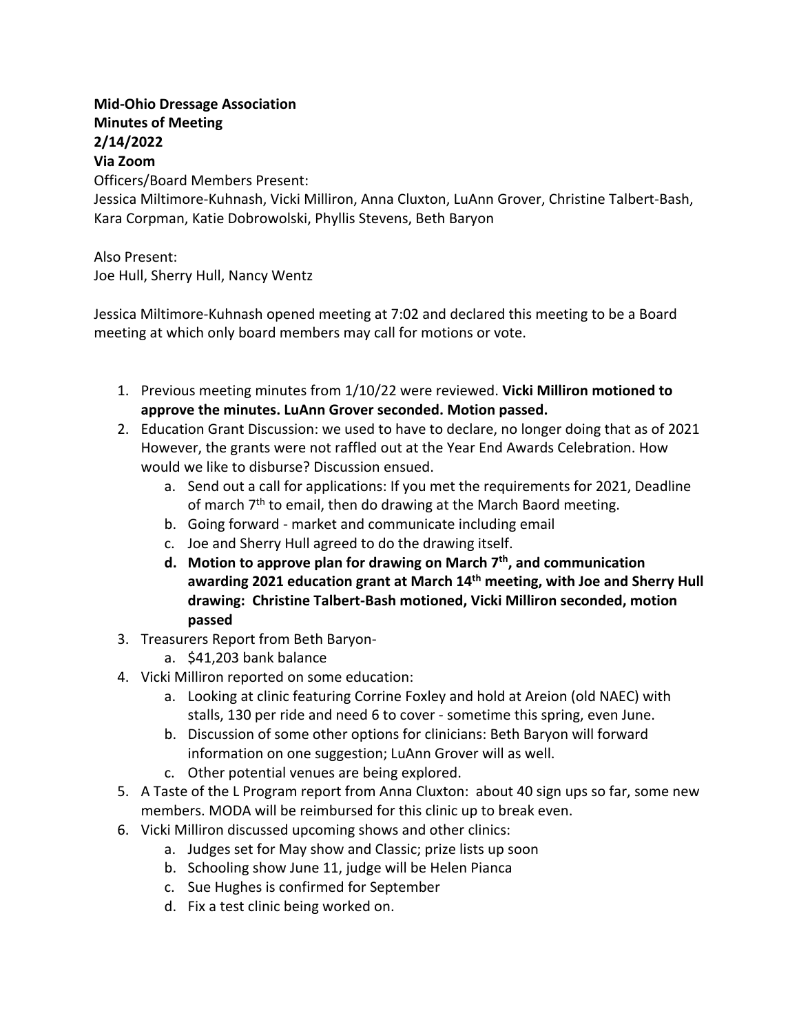**Mid-Ohio Dressage Association**
**Minutes of Meeting**
**2/14/2022**
**Via Zoom**

Officers/Board Members Present:
Jessica Miltimore-Kuhnash, Vicki Milliron, Anna Cluxton, LuAnn Grover, Christine Talbert-Bash, Kara Corpman, Katie Dobrowolski, Phyllis Stevens, Beth Baryon

Also Present:
Joe Hull, Sherry Hull, Nancy Wentz

Jessica Miltimore-Kuhnash opened meeting at 7:02 and declared this meeting to be a Board meeting at which only board members may call for motions or vote.

1. Previous meeting minutes from 1/10/22 were reviewed. **Vicki Milliron motioned to approve the minutes. LuAnn Grover seconded. Motion passed.**
2. Education Grant Discussion: we used to have to declare, no longer doing that as of 2021 However, the grants were not raffled out at the Year End Awards Celebration. How would we like to disburse? Discussion ensued.
    a. Send out a call for applications: If you met the requirements for 2021, Deadline of march 7th to email, then do drawing at the March Baord meeting.
    b. Going forward - market and communicate including email
    c. Joe and Sherry Hull agreed to do the drawing itself.
    d. **Motion to approve plan for drawing on March 7th, and communication awarding 2021 education grant at March 14th meeting, with Joe and Sherry Hull drawing: Christine Talbert-Bash motioned, Vicki Milliron seconded, motion passed**
3. Treasurers Report from Beth Baryon-
    a. $41,203 bank balance
4. Vicki Milliron reported on some education:
    a. Looking at clinic featuring Corrine Foxley and hold at Areion (old NAEC) with stalls, 130 per ride and need 6 to cover - sometime this spring, even June.
    b. Discussion of some other options for clinicians: Beth Baryon will forward information on one suggestion; LuAnn Grover will as well.
    c. Other potential venues are being explored.
5. A Taste of the L Program report from Anna Cluxton: about 40 sign ups so far, some new members. MODA will be reimbursed for this clinic up to break even.
6. Vicki Milliron discussed upcoming shows and other clinics:
    a. Judges set for May show and Classic; prize lists up soon
    b. Schooling show June 11, judge will be Helen Pianca
    c. Sue Hughes is confirmed for September
    d. Fix a test clinic being worked on.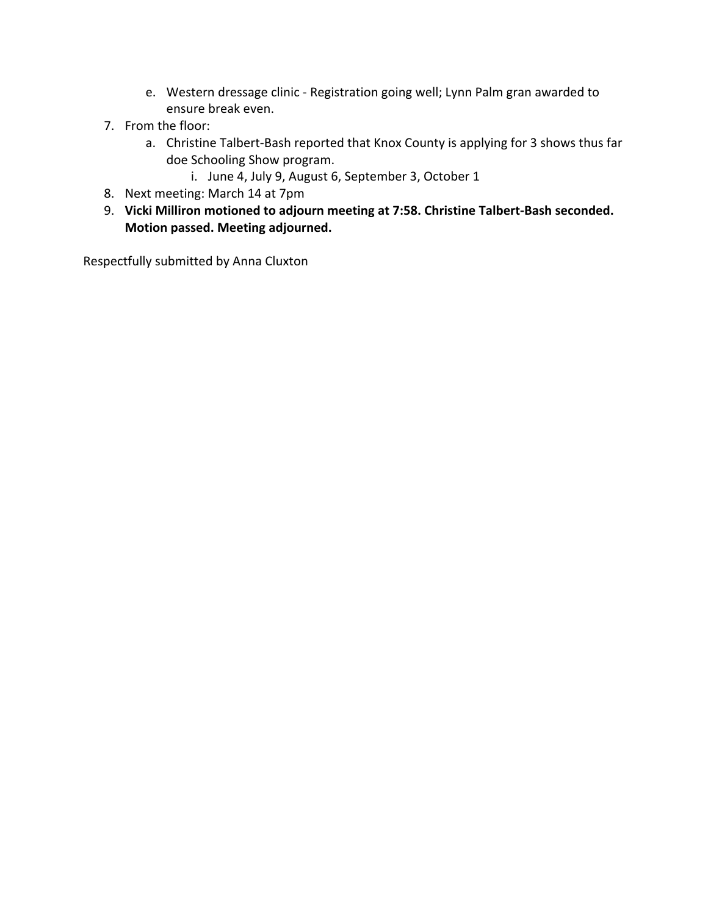e. Western dressage clinic - Registration going well; Lynn Palm gran awarded to ensure break even.
7. From the floor:
   a. Christine Talbert-Bash reported that Knox County is applying for 3 shows thus far doe Schooling Show program.
      i. June 4, July 9, August 6, September 3, October 1
8. Next meeting: March 14 at 7pm
9. **Vicki Milliron motioned to adjourn meeting at 7:58. Christine Talbert-Bash seconded. Motion passed. Meeting adjourned.**

Respectfully submitted by Anna Cluxton